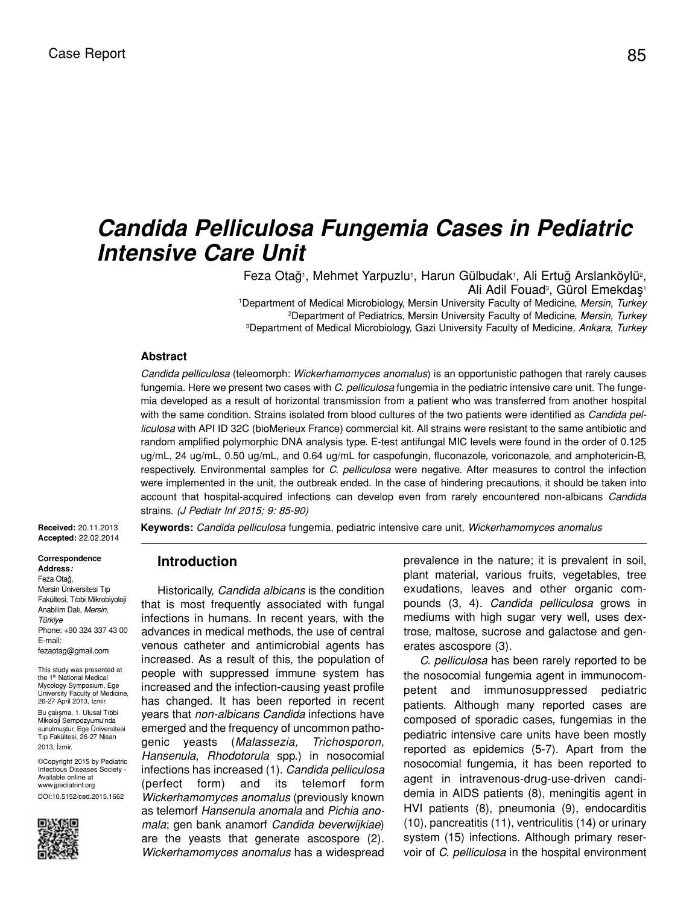Case Report

# *Candida Pelliculosa* Fungemia Cases in Pediatric Intensive Care Unit

Feza Otağ[1], Mehmet Yarpuzlu[1], Harun Gülbudak[1], Ali Ertuğ Arslanköylü[2], Ali Adil Fouad[3], Gürol Emekdaş[1]

[1]Department of Medical Microbiology, Mersin University Faculty of Medicine, *Mersin, Turkey*
[2]Department of Pediatrics, Mersin University Faculty of Medicine, *Mersin, Turkey*
[3]Department of Medical Microbiology, Gazi University Faculty of Medicine*, Ankara, Turkey*

### Abstract

*Candida pelliculosa* (teleomorph: *Wickerhamomyces anomalus*) is an opportunistic pathogen that rarely causes fungemia. Here we present two cases with *C. pelliculosa* fungemia in the pediatric intensive care unit. The fungemia developed as a result of horizontal transmission from a patient who was transferred from another hospital with the same condition. Strains isolated from blood cultures of the two patients were identified as *Candida pelliculosa* with API ID 32C (bioMerieux France) commercial kit. All strains were resistant to the same antibiotic and random amplified polymorphic DNA analysis type. E-test antifungal MIC levels were found in the order of 0.125 ug/mL, 24 ug/mL, 0.50 ug/mL, and 0.64 ug/mL for caspofungin, fluconazole, voriconazole, and amphotericin-B, respectively. Environmental samples for *C. pelliculosa* were negative. After measures to control the infection were implemented in the unit, the outbreak ended. In the case of hindering precautions, it should be taken into account that hospital-acquired infections can develop even from rarely encountered non-albicans *Candida* strains. *(J Pediatr Inf 2015; 9: 85-90)*

**Keywords:** *Candida pelliculosa* fungemia, pediatric intensive care unit, *Wickerhamomyces anomalus*

**Received:** 20.11.2013
**Accepted:** 22.02.2014

**Correspondence Address*:***
Feza Otağ,
Mersin Üniversitesi Tıp Fakültesi, Tıbbi Mikrobiyoloji Anabilim Dalı, *Mersin, Türkiye*
Phone: +90 324 337 43 00
E-mail: fezaotag@gmail.com

This study was presented at the 1[th] National Medical Mycology Symposium, Ege University Faculty of Medicine, 26-27 April 2013, İzmir.

Bu çalışma, 1. Ulusal Tıbbi Mikoloji Sempozyumu'nda sunulmuştur, Ege Üniversitesi Tıp Fakültesi, 26-27 Nisan 2013, İzmir.

©Copyright 2015 by Pediatric Infectious Diseases Society - Available online at www.jpediatrinf.org
DOI:10.5152/ced.2015.1662

## Introduction

Historically, *Candida albicans* is the condition that is most frequently associated with fungal infections in humans. In recent years, with the advances in medical methods, the use of central venous catheter and antimicrobial agents has increased. As a result of this, the population of people with suppressed immune system has increased and the infection-causing yeast profile has changed. It has been reported in recent years that *non-albicans Candida* infections have emerged and the frequency of uncommon pathogenic yeasts (*Malassezia, Trichosporon, Hansenula*, *Rhodotorula* spp.) in nosocomial infections has increased (1). *Candida pelliculosa* (perfect form) and its telemorf form *Wickerhamomyces anomalus* (previously known as telemorf *Hansenula anomala* and *Pichia anomala*; gen bank anamorf *Candida beverwijkiae*) are the yeasts that generate ascospore (2). *Wickerhamomyces anomalus* has a widespread prevalence in the nature; it is prevalent in soil, plant material, various fruits, vegetables, tree exudations, leaves and other organic compounds (3, 4). *Candida pelliculosa* grows in mediums with high sugar very well, uses dextrose, maltose, sucrose and galactose and generates ascospore (3).

*C. pelliculosa* has been rarely reported to be the nosocomial fungemia agent in immunocompetent and immunosuppressed pediatric patients. Although many reported cases are composed of sporadic cases, fungemias in the pediatric intensive care units have been mostly reported as epidemics (5-7). Apart from the nosocomial fungemia, it has been reported to agent in intravenous-drug-use-driven candidemia in AIDS patients (8), meningitis agent in HVI patients (8), pneumonia (9), endocarditis (10), pancreatitis (11), ventriculitis (14) or urinary system (15) infections. Although primary reservoir of *C. pelliculosa* in the hospital environment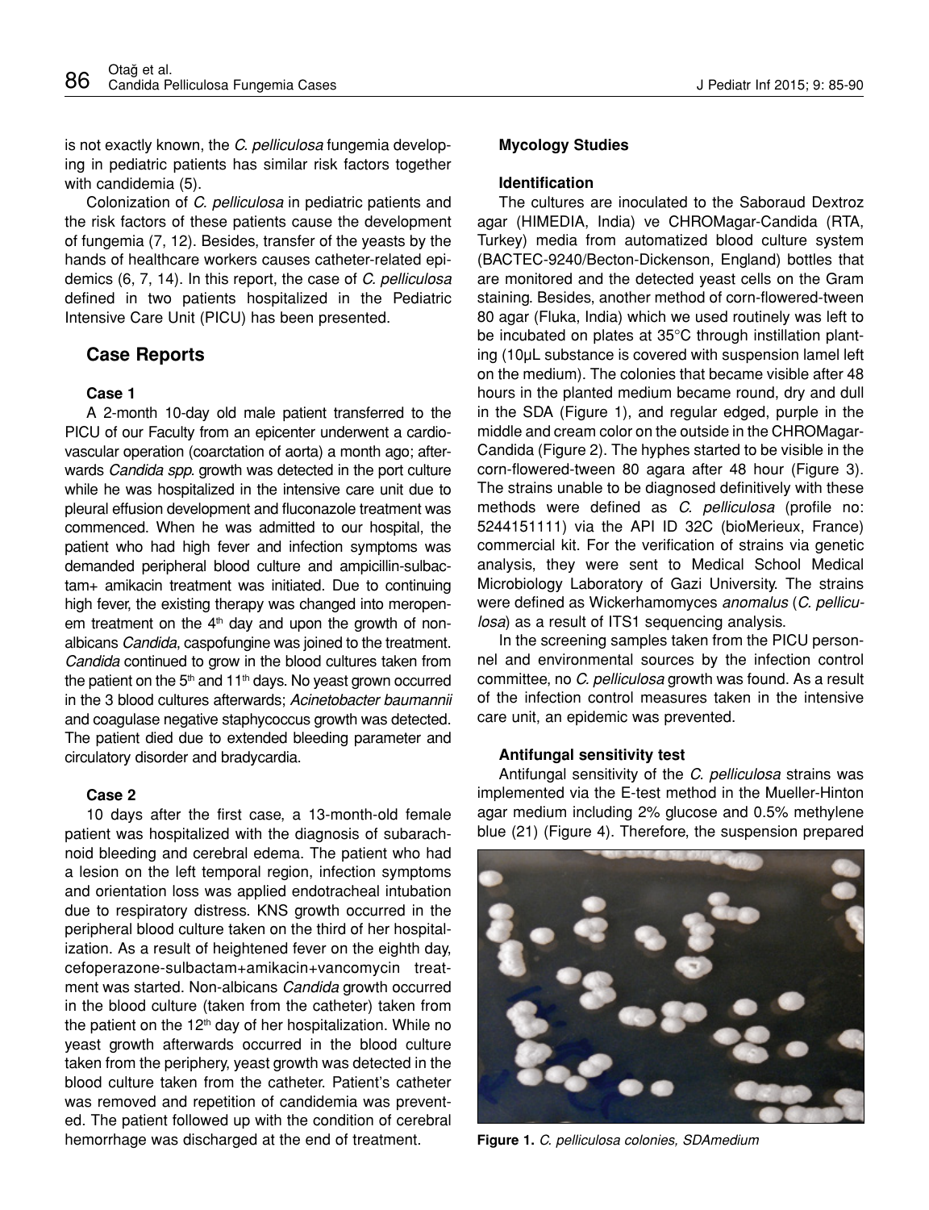is not exactly known, the *C. pelliculosa* fungemia developing in pediatric patients has similar risk factors together with candidemia (5).

Colonization of *C. pelliculosa* in pediatric patients and the risk factors of these patients cause the development of fungemia (7, 12). Besides, transfer of the yeasts by the hands of healthcare workers causes catheter-related epidemics (6, 7, 14). In this report, the case of *C. pelliculosa* defined in two patients hospitalized in the Pediatric Intensive Care Unit (PICU) has been presented.

## Case Reports

### Case 1

A 2-month 10-day old male patient transferred to the PICU of our Faculty from an epicenter underwent a cardiovascular operation (coarctation of aorta) a month ago; afterwards *Candida spp.* growth was detected in the port culture while he was hospitalized in the intensive care unit due to pleural effusion development and fluconazole treatment was commenced. When he was admitted to our hospital, the patient who had high fever and infection symptoms was demanded peripheral blood culture and ampicillin-sulbactam+ amikacin treatment was initiated. Due to continuing high fever, the existing therapy was changed into meropenem treatment on the 4[th] day and upon the growth of non-albicans *Candida*, caspofungine was joined to the treatment. *Candida* continued to grow in the blood cultures taken from the patient on the 5[th] and 11[th] days. No yeast grown occurred in the 3 blood cultures afterwards; *Acinetobacter baumannii* and coagulase negative staphycoccus growth was detected. The patient died due to extended bleeding parameter and circulatory disorder and bradycardia.

### Case 2

10 days after the first case, a 13-month-old female patient was hospitalized with the diagnosis of subarachnoid bleeding and cerebral edema. The patient who had a lesion on the left temporal region, infection symptoms and orientation loss was applied endotracheal intubation due to respiratory distress. KNS growth occurred in the peripheral blood culture taken on the third of her hospitalization. As a result of heightened fever on the eighth day, cefoperazone-sulbactam+amikacin+vancomycin treatment was started. Non-albicans *Candida* growth occurred in the blood culture (taken from the catheter) taken from the patient on the 12[th] day of her hospitalization. While no yeast growth afterwards occurred in the blood culture taken from the periphery, yeast growth was detected in the blood culture taken from the catheter. Patient's catheter was removed and repetition of candidemia was prevented. The patient followed up with the condition of cerebral hemorrhage was discharged at the end of treatment.

### Mycology Studies

#### Identification

The cultures are inoculated to the Saboraud Dextroz agar (HIMEDIA, India) ve CHROMagar-Candida (RTA, Turkey) media from automatized blood culture system (BACTEC-9240/Becton-Dickenson, England) bottles that are monitored and the detected yeast cells on the Gram staining. Besides, another method of corn-flowered-tween 80 agar (Fluka, India) which we used routinely was left to be incubated on plates at 35°C through instillation planting (10μL substance is covered with suspension lamel left on the medium). The colonies that became visible after 48 hours in the planted medium became round, dry and dull in the SDA (Figure 1), and regular edged, purple in the middle and cream color on the outside in the CHROMagar-Candida (Figure 2). The hyphes started to be visible in the corn-flowered-tween 80 agara after 48 hour (Figure 3). The strains unable to be diagnosed definitively with these methods were defined as *C. pelliculosa* (profile no: 5244151111) via the API ID 32C (bioMerieux, France) commercial kit. For the verification of strains via genetic analysis, they were sent to Medical School Medical Microbiology Laboratory of Gazi University. The strains were defined as Wickerhamomyces *anomalus* (*C. pelliculosa*) as a result of ITS1 sequencing analysis.

In the screening samples taken from the PICU personnel and environmental sources by the infection control committee, no *C. pelliculosa* growth was found. As a result of the infection control measures taken in the intensive care unit, an epidemic was prevented.

#### Antifungal sensitivity test

Antifungal sensitivity of the *C. pelliculosa* strains was implemented via the E-test method in the Mueller-Hinton agar medium including 2% glucose and 0.5% methylene blue (21) (Figure 4). Therefore, the suspension prepared

**Figure 1.** *C. pelliculosa colonies, SDAmedium*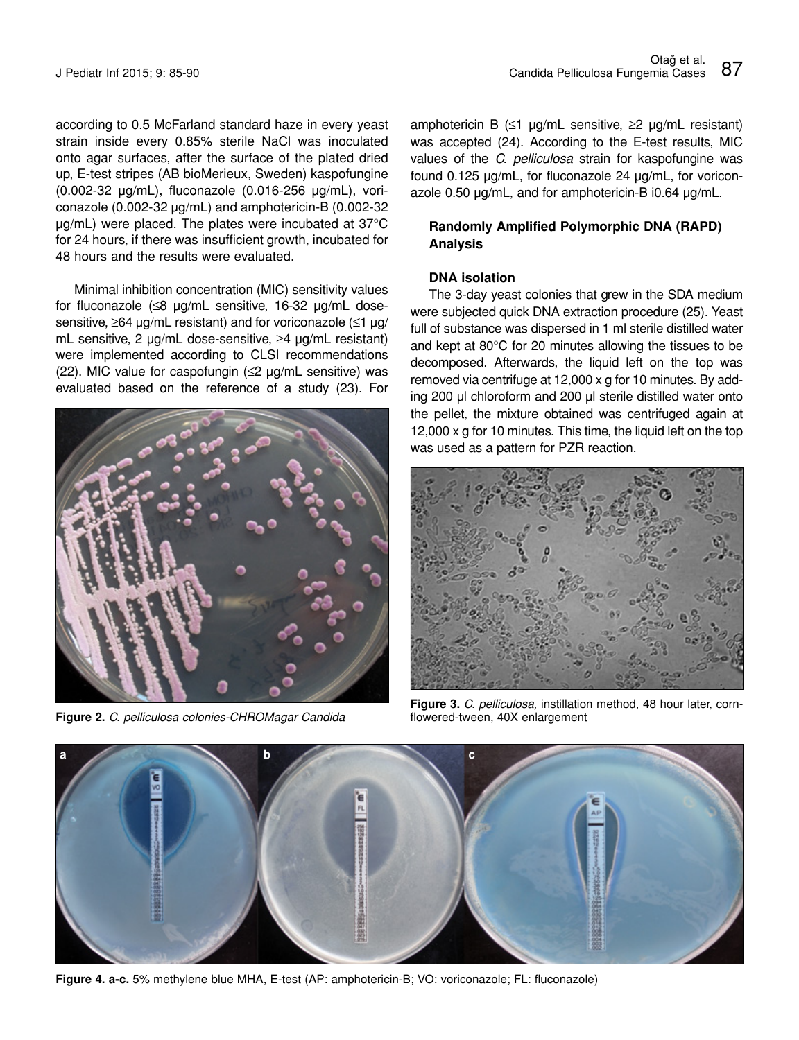according to 0.5 McFarland standard haze in every yeast strain inside every 0.85% sterile NaCl was inoculated onto agar surfaces, after the surface of the plated dried up, E-test stripes (AB bioMerieux, Sweden) kaspofungine (0.002-32 µg/mL), fluconazole (0.016-256 µg/mL), voriconazole (0.002-32 µg/mL) and amphotericin-B (0.002-32 µg/mL) were placed. The plates were incubated at 37°C for 24 hours, if there was insufficient growth, incubated for 48 hours and the results were evaluated.

Minimal inhibition concentration (MIC) sensitivity values for fluconazole (≤8 µg/mL sensitive, 16-32 µg/mL dose-sensitive, ≥64 µg/mL resistant) and for voriconazole (≤1 µg/mL sensitive, 2 µg/mL dose-sensitive, ≥4 µg/mL resistant) were implemented according to CLSI recommendations (22). MIC value for caspofungin (≤2 µg/mL sensitive) was evaluated based on the reference of a study (23). For amphotericin B (≤1 µg/mL sensitive, ≥2 µg/mL resistant) was accepted (24). According to the E-test results, MIC values of the *C. pelliculosa* strain for kaspofungine was found 0.125 µg/mL, for fluconazole 24 µg/mL, for voriconazole 0.50 µg/mL, and for amphotericin-B i0.64 µg/mL.

**Figure 2.** *C. pelliculosa colonies-CHROMagar Candida*

### Randomly Amplified Polymorphic DNA (RAPD) Analysis

#### DNA isolation

The 3-day yeast colonies that grew in the SDA medium were subjected quick DNA extraction procedure (25). Yeast full of substance was dispersed in 1 ml sterile distilled water and kept at 80°C for 20 minutes allowing the tissues to be decomposed. Afterwards, the liquid left on the top was removed via centrifuge at 12,000 x g for 10 minutes. By adding 200 µl chloroform and 200 µl sterile distilled water onto the pellet, the mixture obtained was centrifuged again at 12,000 x g for 10 minutes. This time, the liquid left on the top was used as a pattern for PZR reaction.

**Figure 3.** *C. pelliculosa,* instillation method, 48 hour later, cornflowered-tween, 40X enlargement

**Figure 4. a-c.** 5% methylene blue MHA, E-test (AP: amphotericin-B; VO: voriconazole; FL: fluconazole)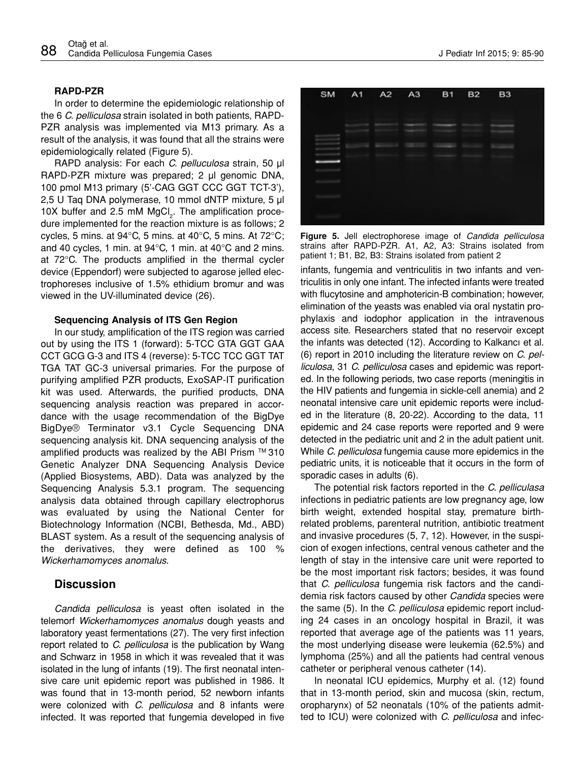#### RAPD-PZR

In order to determine the epidemiologic relationship of the 6 *C. pelliculosa* strain isolated in both patients, RAPD-PZR analysis was implemented via M13 primary. As a result of the analysis, it was found that all the strains were epidemiologically related (Figure 5).

RAPD analysis: For each *C. pelluculosa* strain, 50 µl RAPD-PZR mixture was prepared; 2 µl genomic DNA, 100 pmol M13 primary (5'-CAG GGT CCC GGT TCT-3'), 2,5 U Taq DNA polymerase, 10 mmol dNTP mixture, 5 µl 10X buffer and 2.5 mM $MgCl_2$. The amplification procedure implemented for the reaction mixture is as follows; 2 cycles, 5 mins. at 94°C, 5 mins. at 40°C, 5 mins. At 72°C; and 40 cycles, 1 min. at 94°C, 1 min. at 40°C and 2 mins. at 72°C. The products amplified in the thermal cycler device (Eppendorf) were subjected to agarose jelled electrophoreses inclusive of 1.5% ethidium bromur and was viewed in the UV-illuminated device (26).

#### Sequencing Analysis of ITS Gen Region

In our study, amplification of the ITS region was carried out by using the ITS 1 (forward): 5-TCC GTA GGT GAA CCT GCG G-3 and ITS 4 (reverse): 5-TCC TCC GGT TAT TGA TAT GC-3 universal primaries. For the purpose of purifying amplified PZR products, ExoSAP-IT purification kit was used. Afterwards, the purified products, DNA sequencing analysis reaction was prepared in accordance with the usage recommendation of the BigDye BigDye® Terminator v3.1 Cycle Sequencing DNA sequencing analysis kit. DNA sequencing analysis of the amplified products was realized by the ABI Prism ™ 310 Genetic Analyzer DNA Sequencing Analysis Device (Applied Biosystems, ABD). Data was analyzed by the Sequencing Analysis 5.3.1 program. The sequencing analysis data obtained through capillary electrophorus was evaluated by using the National Center for Biotechnology Information (NCBI, Bethesda, Md., ABD) BLAST system. As a result of the sequencing analysis of the derivatives, they were defined as 100 % *Wickerhamomyces anomalus.*

## Discussion

*Candida pelliculosa* is yeast often isolated in the telemorf *Wickerhamomyces anomalus* dough yeasts and laboratory yeast fermentations (27). The very first infection report related to *C. pelliculosa* is the publication by Wang and Schwarz in 1958 in which it was revealed that it was isolated in the lung of infants (19). The first neonatal intensive care unit epidemic report was published in 1986. It was found that in 13-month period, 52 newborn infants were colonized with *C. pelliculosa* and 8 infants were infected. It was reported that fungemia developed in five infants, fungemia and ventriculitis in two infants and ventriculitis in only one infant. The infected infants were treated with flucytosine and amphotericin-B combination; however, elimination of the yeasts was enabled via oral nystatin prophylaxis and iodophor application in the intravenous access site. Researchers stated that no reservoir except the infants was detected (12). According to Kalkancı et al. (6) report in 2010 including the literature review on *C. pelliculosa*, 31 *C. pelliculosa* cases and epidemic was reported. In the following periods, two case reports (meningitis in the HIV patients and fungemia in sickle-cell anemia) and 2 neonatal intensive care unit epidemic reports were included in the literature (8, 20-22). According to the data, 11 epidemic and 24 case reports were reported and 9 were detected in the pediatric unit and 2 in the adult patient unit. While *C. pelliculosa* fungemia cause more epidemics in the pediatric units, it is noticeable that it occurs in the form of sporadic cases in adults (6).

The potential risk factors reported in the *C. pelliculasa* infections in pediatric patients are low pregnancy age, low birth weight, extended hospital stay, premature birth-related problems, parenteral nutrition, antibiotic treatment and invasive procedures (5, 7, 12). However, in the suspicion of exogen infections, central venous catheter and the length of stay in the intensive care unit were reported to be the most important risk factors; besides, it was found that *C. pelliculosa* fungemia risk factors and the candidemia risk factors caused by other *Candida* species were the same (5). In the *C. pelliculosa* epidemic report including 24 cases in an oncology hospital in Brazil, it was reported that average age of the patients was 11 years, the most underlying disease were leukemia (62.5%) and lymphoma (25%) and all the patients had central venous catheter or peripheral venous catheter (14).

In neonatal ICU epidemics, Murphy et al. (12) found that in 13-month period, skin and mucosa (skin, rectum, oropharynx) of 52 neonatals (10% of the patients admitted to ICU) were colonized with *C. pelliculosa* and infec-

**Figure 5.** Jell electrophorese image of *Candida pelliculosa* strains after RAPD-PZR. A1, A2, A3: Strains isolated from patient 1; B1, B2, B3: Strains isolated from patient 2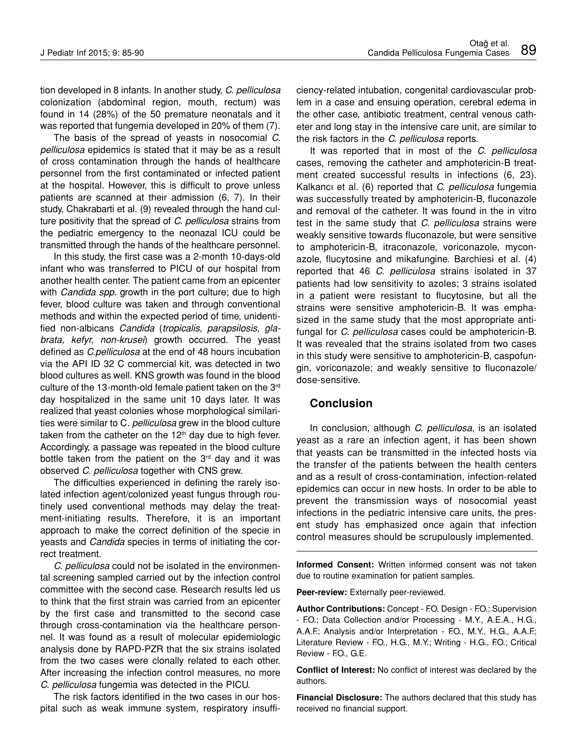tion developed in 8 infants. In another study, *C. pelliculosa* colonization (abdominal region, mouth, rectum) was found in 14 (28%) of the 50 premature neonatals and it was reported that fungemia developed in 20% of them (7).

The basis of the spread of yeasts in nosocomial *C. pelliculosa* epidemics is stated that it may be as a result of cross contamination through the hands of healthcare personnel from the first contaminated or infected patient at the hospital. However, this is difficult to prove unless patients are scanned at their admission (6, 7). In their study, Chakrabarti et al. (9) revealed through the hand culture positivity that the spread of *C. pelliculosa* strains from the pediatric emergency to the neonazal ICU could be transmitted through the hands of the healthcare personnel.

In this study, the first case was a 2-month 10-days-old infant who was transferred to PICU of our hospital from another health center. The patient came from an epicenter with *Candida spp*. growth in the port culture; due to high fever, blood culture was taken and through conventional methods and within the expected period of time, unidentified non-albicans *Candida* (*tropicalis, parapsilosis, glabrata, kefyr, non-krusei*) growth occurred. The yeast defined as *C.pelliculosa* at the end of 48 hours incubation via the API ID 32 C commercial kit, was detected in two blood cultures as well. KNS growth was found in the blood culture of the 13-month-old female patient taken on the 3rd day hospitalized in the same unit 10 days later. It was realized that yeast colonies whose morphological similarities were similar to C*. pelliculosa* grew in the blood culture taken from the catheter on the 12th day due to high fever. Accordingly, a passage was repeated in the blood culture bottle taken from the patient on the 3rd day and it was observed *C. pelliculosa* together with CNS grew.

The difficulties experienced in defining the rarely isolated infection agent/colonized yeast fungus through routinely used conventional methods may delay the treatment-initiating results. Therefore, it is an important approach to make the correct definition of the specie in yeasts and *Candida* species in terms of initiating the correct treatment.

*C. pelliculosa* could not be isolated in the environmental screening sampled carried out by the infection control committee with the second case. Research results led us to think that the first strain was carried from an epicenter by the first case and transmitted to the second case through cross-contamination via the healthcare personnel. It was found as a result of molecular epidemiologic analysis done by RAPD-PZR that the six strains isolated from the two cases were clonally related to each other. After increasing the infection control measures, no more *C. pelliculosa* fungemia was detected in the PICU.

The risk factors identified in the two cases in our hospital such as weak immune system, respiratory insufficiency-related intubation, congenital cardiovascular problem in a case and ensuing operation, cerebral edema in the other case, antibiotic treatment, central venous catheter and long stay in the intensive care unit, are similar to the risk factors in the *C. pelliculosa* reports.

It was reported that in most of the *C. pelliculosa* cases, removing the catheter and amphotericin-B treatment created successful results in infections (6, 23). Kalkancı et al. (6) reported that *C. pelliculosa* fungemia was successfully treated by amphotericin-B, fluconazole and removal of the catheter. It was found in the in vitro test in the same study that *C. pelliculosa* strains were weakly sensitive towards fluconazole, but were sensitive to amphotericin-B, itraconazole, voriconazole, myconazole, flucytosine and mikafungine. Barchiesi et al. (4) reported that 46 *C. pelliculosa* strains isolated in 37 patients had low sensitivity to azoles; 3 strains isolated in a patient were resistant to flucytosine, but all the strains were sensitive amphotericin-B. It was emphasized in the same study that the most appropriate antifungal for *C. pelliculosa* cases could be amphotericin-B. It was revealed that the strains isolated from two cases in this study were sensitive to amphotericin-B, caspofungin, voriconazole; and weakly sensitive to fluconazole/dose-sensitive.

## Conclusion

In conclusion, although *C. pelliculosa*, is an isolated yeast as a rare an infection agent, it has been shown that yeasts can be transmitted in the infected hosts via the transfer of the patients between the health centers and as a result of cross-contamination, infection-related epidemics can occur in new hosts. In order to be able to prevent the transmission ways of nosocomial yeast infections in the pediatric intensive care units, the present study has emphasized once again that infection control measures should be scrupulously implemented.

---

**Informed Consent:** Written informed consent was not taken due to routine examination for patient samples.

**Peer-review:** Externally peer-reviewed.

**Author Contributions:** Concept - F.O. Design - F.O.; Supervision - F.O.; Data Collection and/or Processing - M.Y., A.E.A., H.G., A.A.F.; Analysis and/or Interpretation - F.O., M.Y., H.G., A.A.F.; Literature Review - F.O., H.G., M.Y.; Writing - H.G., F.O.; Critical Review - F.O., G.E.

**Conflict of Interest:** No conflict of interest was declared by the authors.

**Financial Disclosure:** The authors declared that this study has received no financial support.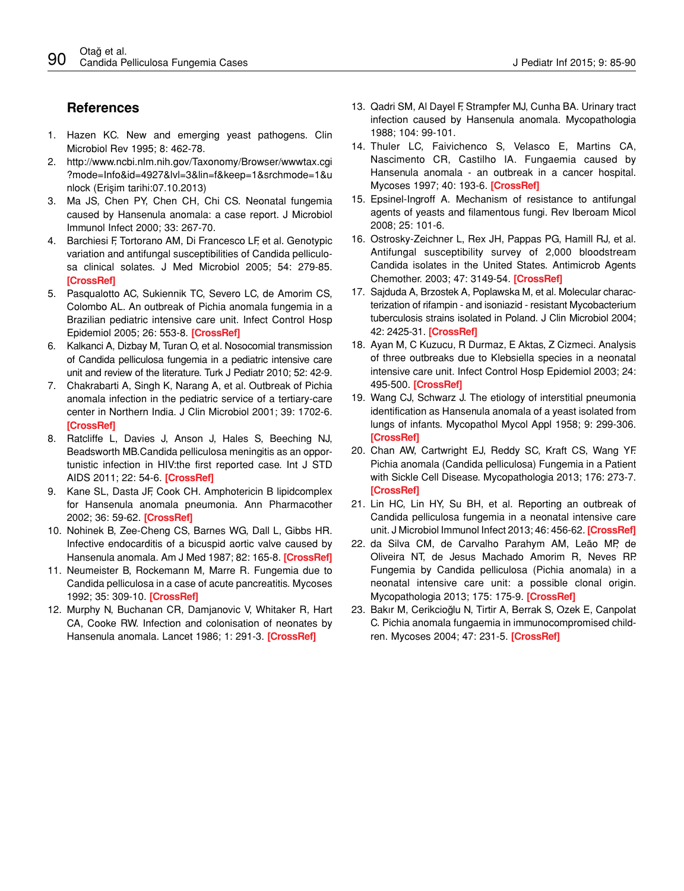## References

1. Hazen KC. New and emerging yeast pathogens. Clin Microbiol Rev 1995; 8: 462-78.
2. http://www.ncbi.nlm.nih.gov/Taxonomy/Browser/wwwtax.cgi?mode=Info&id=4927&lvl=3&lin=f&keep=1&srchmode=1&unlock (Erişim tarihi:07.10.2013)
3. Ma JS, Chen PY, Chen CH, Chi CS. Neonatal fungemia caused by Hansenula anomala: a case report. J Microbiol Immunol Infect 2000; 33: 267-70.
4. Barchiesi F, Tortorano AM, Di Francesco LF, et al. Genotypic variation and antifungal susceptibilities of Candida pelliculosa clinical solates. J Med Microbiol 2005; 54: 279-85. [CrossRef]
5. Pasqualotto AC, Sukiennik TC, Severo LC, de Amorim CS, Colombo AL. An outbreak of Pichia anomala fungemia in a Brazilian pediatric intensive care unit. Infect Control Hosp Epidemiol 2005; 26: 553-8. [CrossRef]
6. Kalkanci A, Dizbay M, Turan O, et al. Nosocomial transmission of Candida pelliculosa fungemia in a pediatric intensive care unit and review of the literature. Turk J Pediatr 2010; 52: 42-9.
7. Chakrabarti A, Singh K, Narang A, et al. Outbreak of Pichia anomala infection in the pediatric service of a tertiary-care center in Northern India. J Clin Microbiol 2001; 39: 1702-6. [CrossRef]
8. Ratcliffe L, Davies J, Anson J, Hales S, Beeching NJ, Beadsworth MB.Candida pelliculosa meningitis as an opportunistic infection in HIV:the first reported case. Int J STD AIDS 2011; 22: 54-6. [CrossRef]
9. Kane SL, Dasta JF, Cook CH. Amphotericin B lipidcomplex for Hansenula anomala pneumonia. Ann Pharmacother 2002; 36: 59-62. [CrossRef]
10. Nohinek B, Zee-Cheng CS, Barnes WG, Dall L, Gibbs HR. Infective endocarditis of a bicuspid aortic valve caused by Hansenula anomala. Am J Med 1987; 82: 165-8. [CrossRef]
11. Neumeister B, Rockemann M, Marre R. Fungemia due to Candida pelliculosa in a case of acute pancreatitis. Mycoses 1992; 35: 309-10. [CrossRef]
12. Murphy N, Buchanan CR, Damjanovic V, Whitaker R, Hart CA, Cooke RW. Infection and colonisation of neonates by Hansenula anomala. Lancet 1986; 1: 291-3. [CrossRef]
13. Qadri SM, Al Dayel F, Strampfer MJ, Cunha BA. Urinary tract infection caused by Hansenula anomala. Mycopathologia 1988; 104: 99-101.
14. Thuler LC, Faivichenco S, Velasco E, Martins CA, Nascimento CR, Castilho IA. Fungaemia caused by Hansenula anomala - an outbreak in a cancer hospital. Mycoses 1997; 40: 193-6. [CrossRef]
15. Epsinel-Ingroff A. Mechanism of resistance to antifungal agents of yeasts and filamentous fungi. Rev Iberoam Micol 2008; 25: 101-6.
16. Ostrosky-Zeichner L, Rex JH, Pappas PG, Hamill RJ, et al. Antifungal susceptibility survey of 2,000 bloodstream Candida isolates in the United States. Antimicrob Agents Chemother. 2003; 47: 3149-54. [CrossRef]
17. Sajduda A, Brzostek A, Poplawska M, et al. Molecular characterization of rifampin - and isoniazid - resistant Mycobacterium tuberculosis strains isolated in Poland. J Clin Microbiol 2004; 42: 2425-31. [CrossRef]
18. Ayan M, C Kuzucu, R Durmaz, E Aktas, Z Cizmeci. Analysis of three outbreaks due to Klebsiella species in a neonatal intensive care unit. Infect Control Hosp Epidemiol 2003; 24: 495-500. [CrossRef]
19. Wang CJ, Schwarz J. The etiology of interstitial pneumonia identification as Hansenula anomala of a yeast isolated from lungs of infants. Mycopathol Mycol Appl 1958; 9: 299-306. [CrossRef]
20. Chan AW, Cartwright EJ, Reddy SC, Kraft CS, Wang YF. Pichia anomala (Candida pelliculosa) Fungemia in a Patient with Sickle Cell Disease. Mycopathologia 2013; 176: 273-7. [CrossRef]
21. Lin HC, Lin HY, Su BH, et al. Reporting an outbreak of Candida pelliculosa fungemia in a neonatal intensive care unit. J Microbiol Immunol Infect 2013; 46: 456-62. [CrossRef]
22. da Silva CM, de Carvalho Parahym AM, Leão MP, de Oliveira NT, de Jesus Machado Amorim R, Neves RP. Fungemia by Candida pelliculosa (Pichia anomala) in a neonatal intensive care unit: a possible clonal origin. Mycopathologia 2013; 175: 175-9. [CrossRef]
23. Bakır M, Cerikcioğlu N, Tirtir A, Berrak S, Ozek E, Canpolat C. Pichia anomala fungaemia in immunocompromised children. Mycoses 2004; 47: 231-5. [CrossRef]